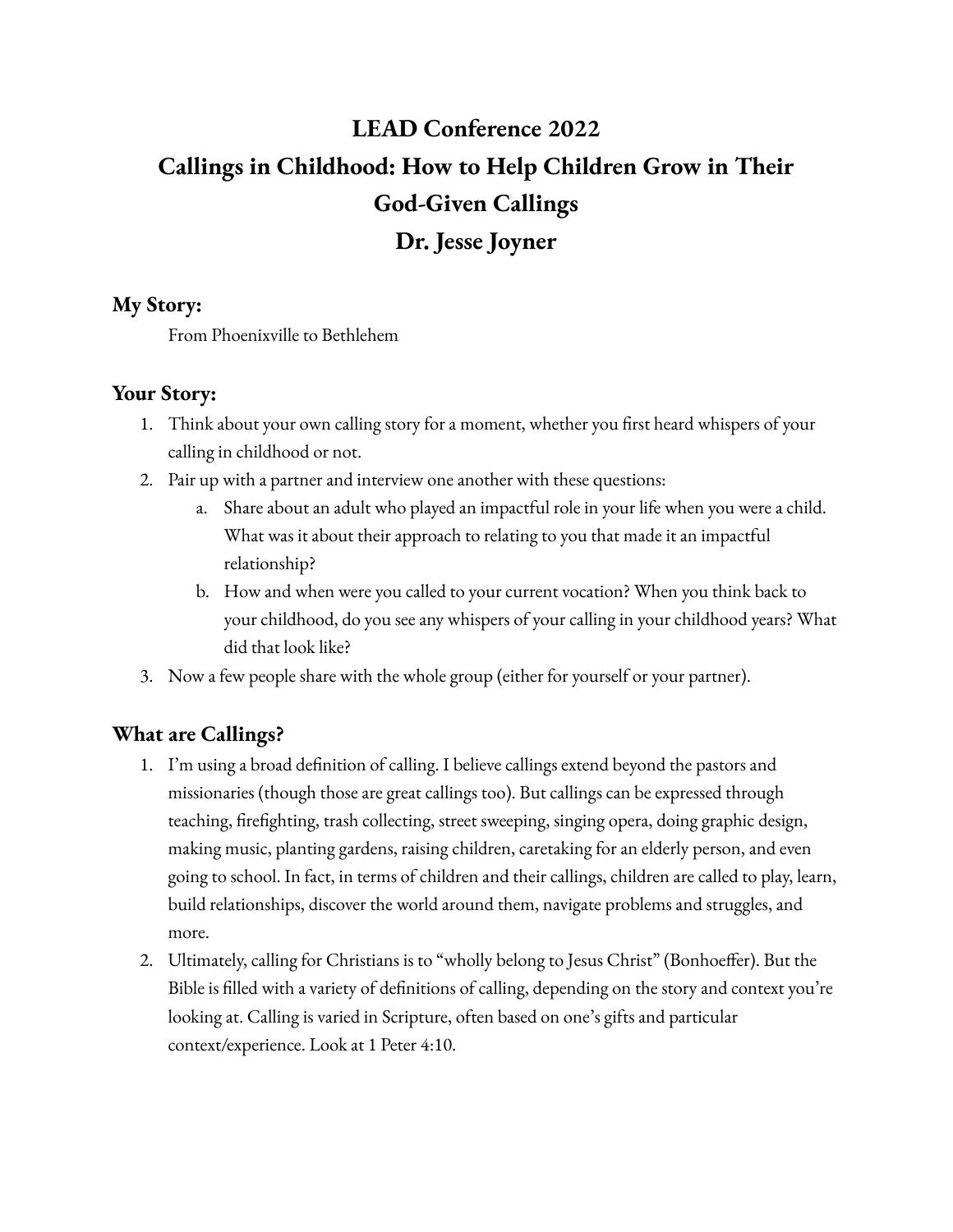# LEAD Conference 2022
# Callings in Childhood: How to Help Children Grow in Their God-Given Callings
# Dr. Jesse Joyner

## My Story:

From Phoenixville to Bethlehem

## Your Story:

1. Think about your own calling story for a moment, whether you first heard whispers of your calling in childhood or not.
2. Pair up with a partner and interview one another with these questions:
   a. Share about an adult who played an impactful role in your life when you were a child. What was it about their approach to relating to you that made it an impactful relationship?
   b. How and when were you called to your current vocation? When you think back to your childhood, do you see any whispers of your calling in your childhood years? What did that look like?
3. Now a few people share with the whole group (either for yourself or your partner).

## What are Callings?

1. I'm using a broad definition of calling. I believe callings extend beyond the pastors and missionaries (though those are great callings too). But callings can be expressed through teaching, firefighting, trash collecting, street sweeping, singing opera, doing graphic design, making music, planting gardens, raising children, caretaking for an elderly person, and even going to school. In fact, in terms of children and their callings, children are called to play, learn, build relationships, discover the world around them, navigate problems and struggles, and more.
2. Ultimately, calling for Christians is to "wholly belong to Jesus Christ" (Bonhoeffer). But the Bible is filled with a variety of definitions of calling, depending on the story and context you're looking at. Calling is varied in Scripture, often based on one's gifts and particular context/experience. Look at 1 Peter 4:10.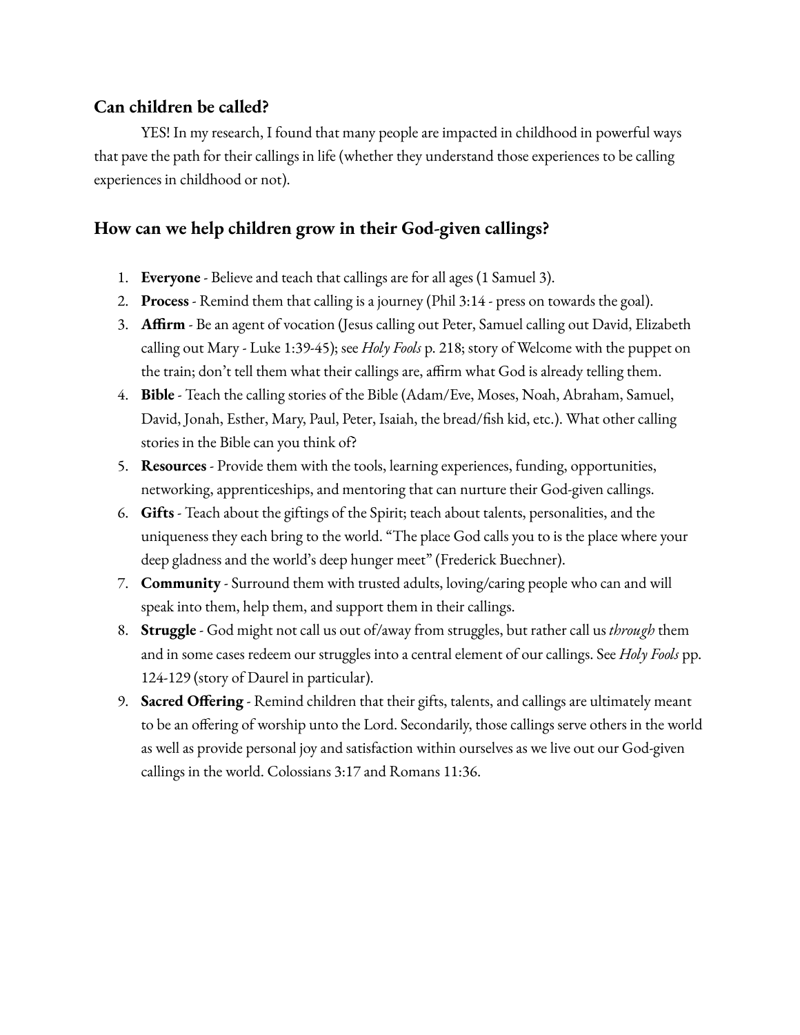## Can children be called?

YES! In my research, I found that many people are impacted in childhood in powerful ways that pave the path for their callings in life (whether they understand those experiences to be calling experiences in childhood or not).

## How can we help children grow in their God-given callings?

1. **Everyone** - Believe and teach that callings are for all ages (1 Samuel 3).
2. **Process** - Remind them that calling is a journey (Phil 3:14 - press on towards the goal).
3. **Affirm** - Be an agent of vocation (Jesus calling out Peter, Samuel calling out David, Elizabeth calling out Mary - Luke 1:39-45); see *Holy Fools* p. 218; story of Welcome with the puppet on the train; don't tell them what their callings are, affirm what God is already telling them.
4. **Bible** - Teach the calling stories of the Bible (Adam/Eve, Moses, Noah, Abraham, Samuel, David, Jonah, Esther, Mary, Paul, Peter, Isaiah, the bread/fish kid, etc.). What other calling stories in the Bible can you think of?
5. **Resources** - Provide them with the tools, learning experiences, funding, opportunities, networking, apprenticeships, and mentoring that can nurture their God-given callings.
6. **Gifts** - Teach about the giftings of the Spirit; teach about talents, personalities, and the uniqueness they each bring to the world. "The place God calls you to is the place where your deep gladness and the world's deep hunger meet" (Frederick Buechner).
7. **Community** - Surround them with trusted adults, loving/caring people who can and will speak into them, help them, and support them in their callings.
8. **Struggle** - God might not call us out of/away from struggles, but rather call us *through* them and in some cases redeem our struggles into a central element of our callings. See *Holy Fools* pp. 124-129 (story of Daurel in particular).
9. **Sacred Offering** - Remind children that their gifts, talents, and callings are ultimately meant to be an offering of worship unto the Lord. Secondarily, those callings serve others in the world as well as provide personal joy and satisfaction within ourselves as we live out our God-given callings in the world. Colossians 3:17 and Romans 11:36.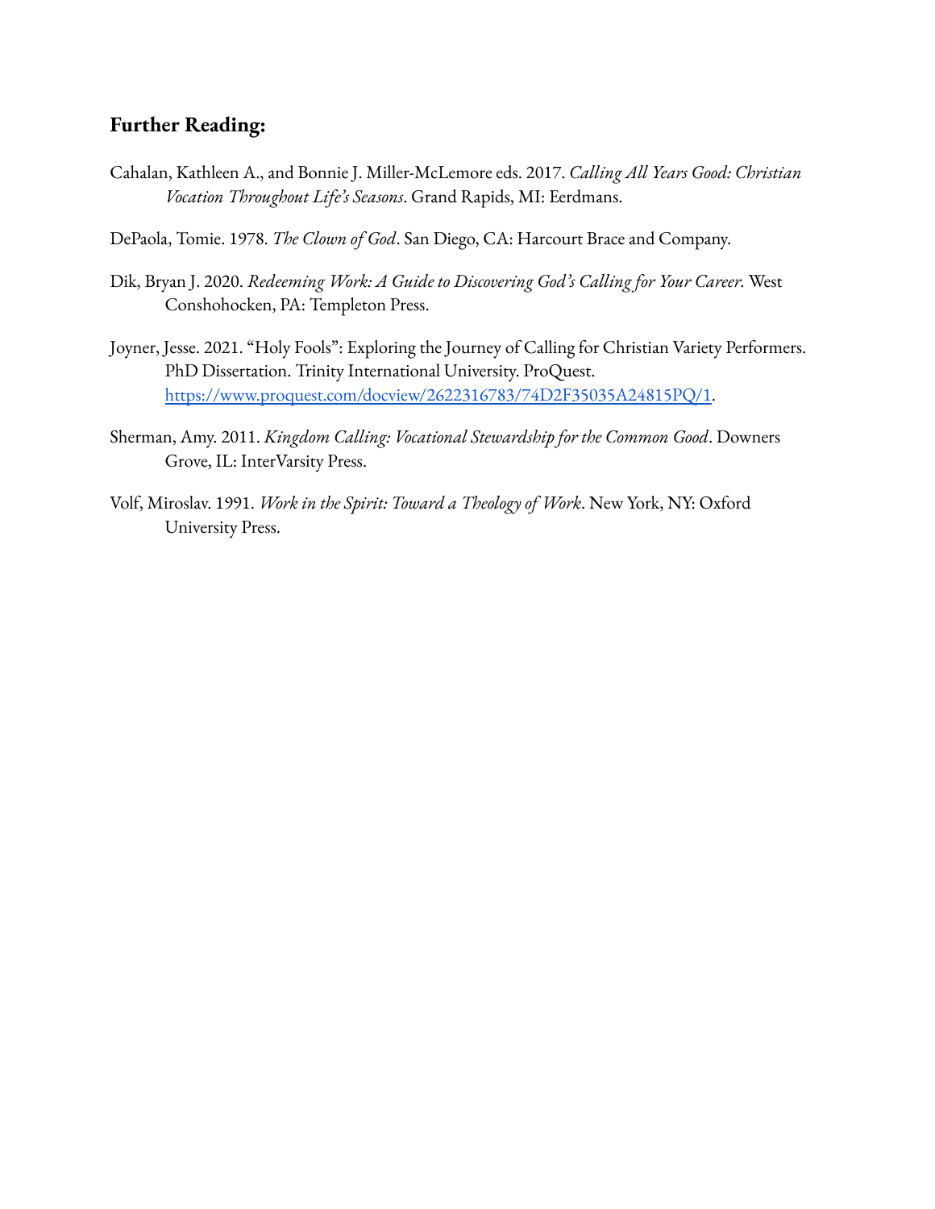## Further Reading:

Cahalan, Kathleen A., and Bonnie J. Miller-McLemore eds. 2017. *Calling All Years Good: Christian Vocation Throughout Life's Seasons*. Grand Rapids, MI: Eerdmans.

DePaola, Tomie. 1978. *The Clown of God*. San Diego, CA: Harcourt Brace and Company.

Dik, Bryan J. 2020. *Redeeming Work: A Guide to Discovering God's Calling for Your Career.* West Conshohocken, PA: Templeton Press.

Joyner, Jesse. 2021. "Holy Fools": Exploring the Journey of Calling for Christian Variety Performers. PhD Dissertation. Trinity International University. ProQuest. [https://www.proquest.com/docview/2622316783/74D2F35035A24815PQ/1](https://www.proquest.com/docview/2622316783/74D2F35035A24815PQ/1).

Sherman, Amy. 2011. *Kingdom Calling: Vocational Stewardship for the Common Good*. Downers Grove, IL: InterVarsity Press.

Volf, Miroslav. 1991. *Work in the Spirit: Toward a Theology of Work*. New York, NY: Oxford University Press.